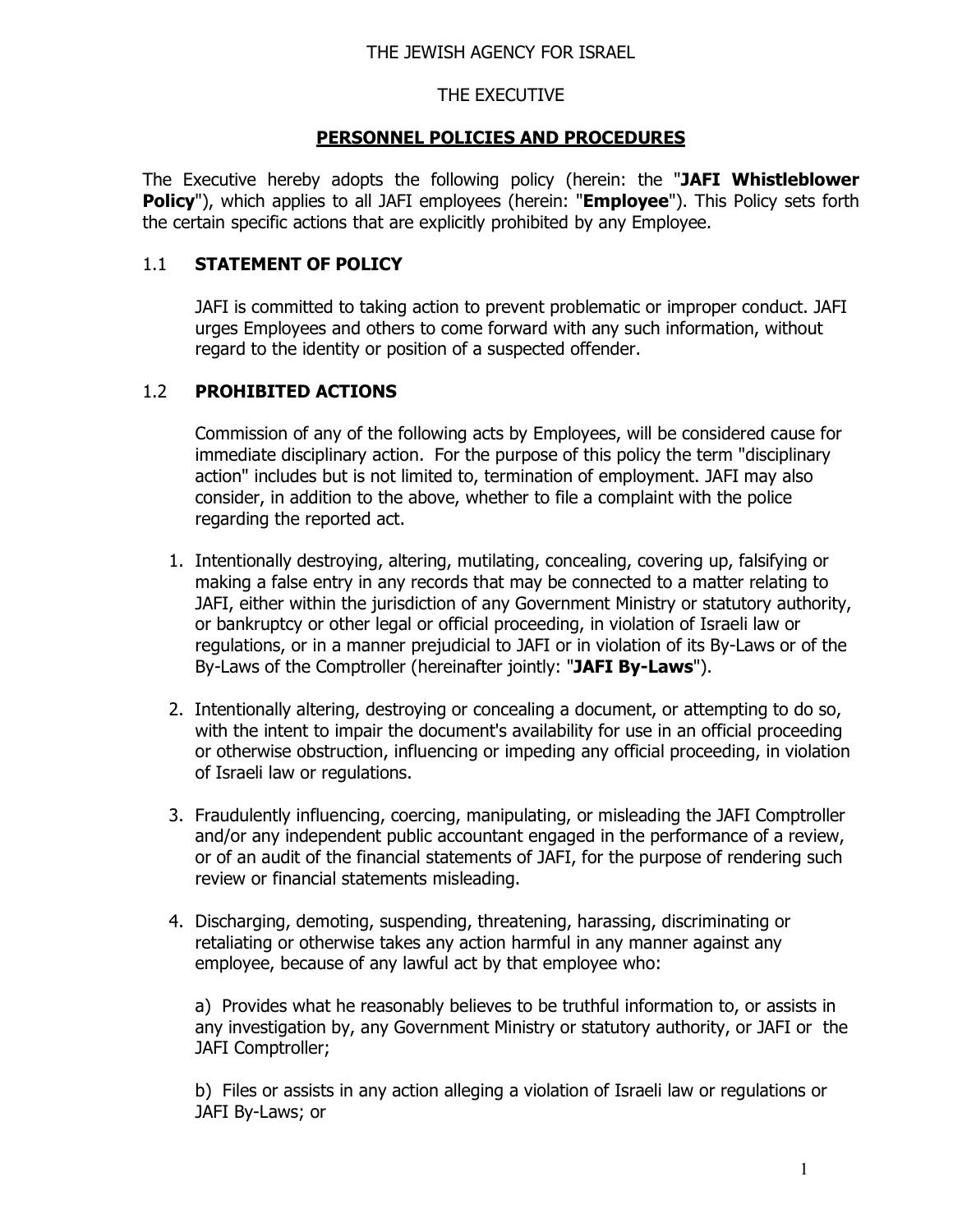THE JEWISH AGENCY FOR ISRAEL

THE EXECUTIVE

## PERSONNEL POLICIES AND PROCEDURES

The Executive hereby adopts the following policy (herein: the "**JAFI Whistleblower Policy**"), which applies to all JAFI employees (herein: "**Employee**"). This Policy sets forth the certain specific actions that are explicitly prohibited by any Employee.

### 1.1 STATEMENT OF POLICY

JAFI is committed to taking action to prevent problematic or improper conduct. JAFI urges Employees and others to come forward with any such information, without regard to the identity or position of a suspected offender.

### 1.2 PROHIBITED ACTIONS

Commission of any of the following acts by Employees, will be considered cause for immediate disciplinary action. For the purpose of this policy the term "disciplinary action" includes but is not limited to, termination of employment. JAFI may also consider, in addition to the above, whether to file a complaint with the police regarding the reported act.

1. Intentionally destroying, altering, mutilating, concealing, covering up, falsifying or making a false entry in any records that may be connected to a matter relating to JAFI, either within the jurisdiction of any Government Ministry or statutory authority, or bankruptcy or other legal or official proceeding, in violation of Israeli law or regulations, or in a manner prejudicial to JAFI or in violation of its By-Laws or of the By-Laws of the Comptroller (hereinafter jointly: "**JAFI By-Laws**").

2. Intentionally altering, destroying or concealing a document, or attempting to do so, with the intent to impair the document's availability for use in an official proceeding or otherwise obstruction, influencing or impeding any official proceeding, in violation of Israeli law or regulations.

3. Fraudulently influencing, coercing, manipulating, or misleading the JAFI Comptroller and/or any independent public accountant engaged in the performance of a review, or of an audit of the financial statements of JAFI, for the purpose of rendering such review or financial statements misleading.

4. Discharging, demoting, suspending, threatening, harassing, discriminating or retaliating or otherwise takes any action harmful in any manner against any employee, because of any lawful act by that employee who:

   a) Provides what he reasonably believes to be truthful information to, or assists in any investigation by, any Government Ministry or statutory authority, or JAFI or the JAFI Comptroller;

   b) Files or assists in any action alleging a violation of Israeli law or regulations or JAFI By-Laws; or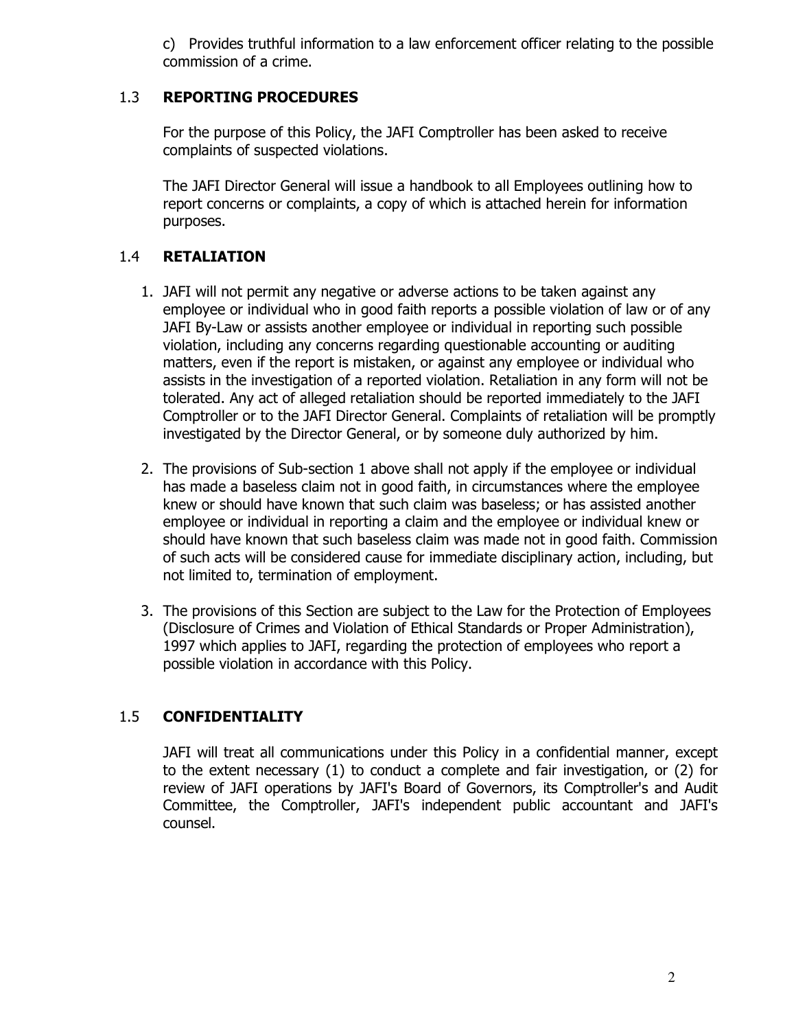c) Provides truthful information to a law enforcement officer relating to the possible commission of a crime.

## 1.3 REPORTING PROCEDURES

For the purpose of this Policy, the JAFI Comptroller has been asked to receive complaints of suspected violations.

The JAFI Director General will issue a handbook to all Employees outlining how to report concerns or complaints, a copy of which is attached herein for information purposes.

## 1.4 RETALIATION

1. JAFI will not permit any negative or adverse actions to be taken against any employee or individual who in good faith reports a possible violation of law or of any JAFI By-Law or assists another employee or individual in reporting such possible violation, including any concerns regarding questionable accounting or auditing matters, even if the report is mistaken, or against any employee or individual who assists in the investigation of a reported violation. Retaliation in any form will not be tolerated. Any act of alleged retaliation should be reported immediately to the JAFI Comptroller or to the JAFI Director General. Complaints of retaliation will be promptly investigated by the Director General, or by someone duly authorized by him.

2. The provisions of Sub-section 1 above shall not apply if the employee or individual has made a baseless claim not in good faith, in circumstances where the employee knew or should have known that such claim was baseless; or has assisted another employee or individual in reporting a claim and the employee or individual knew or should have known that such baseless claim was made not in good faith. Commission of such acts will be considered cause for immediate disciplinary action, including, but not limited to, termination of employment.

3. The provisions of this Section are subject to the Law for the Protection of Employees (Disclosure of Crimes and Violation of Ethical Standards or Proper Administration), 1997 which applies to JAFI, regarding the protection of employees who report a possible violation in accordance with this Policy.

## 1.5 CONFIDENTIALITY

JAFI will treat all communications under this Policy in a confidential manner, except to the extent necessary (1) to conduct a complete and fair investigation, or (2) for review of JAFI operations by JAFI's Board of Governors, its Comptroller's and Audit Committee, the Comptroller, JAFI's independent public accountant and JAFI's counsel.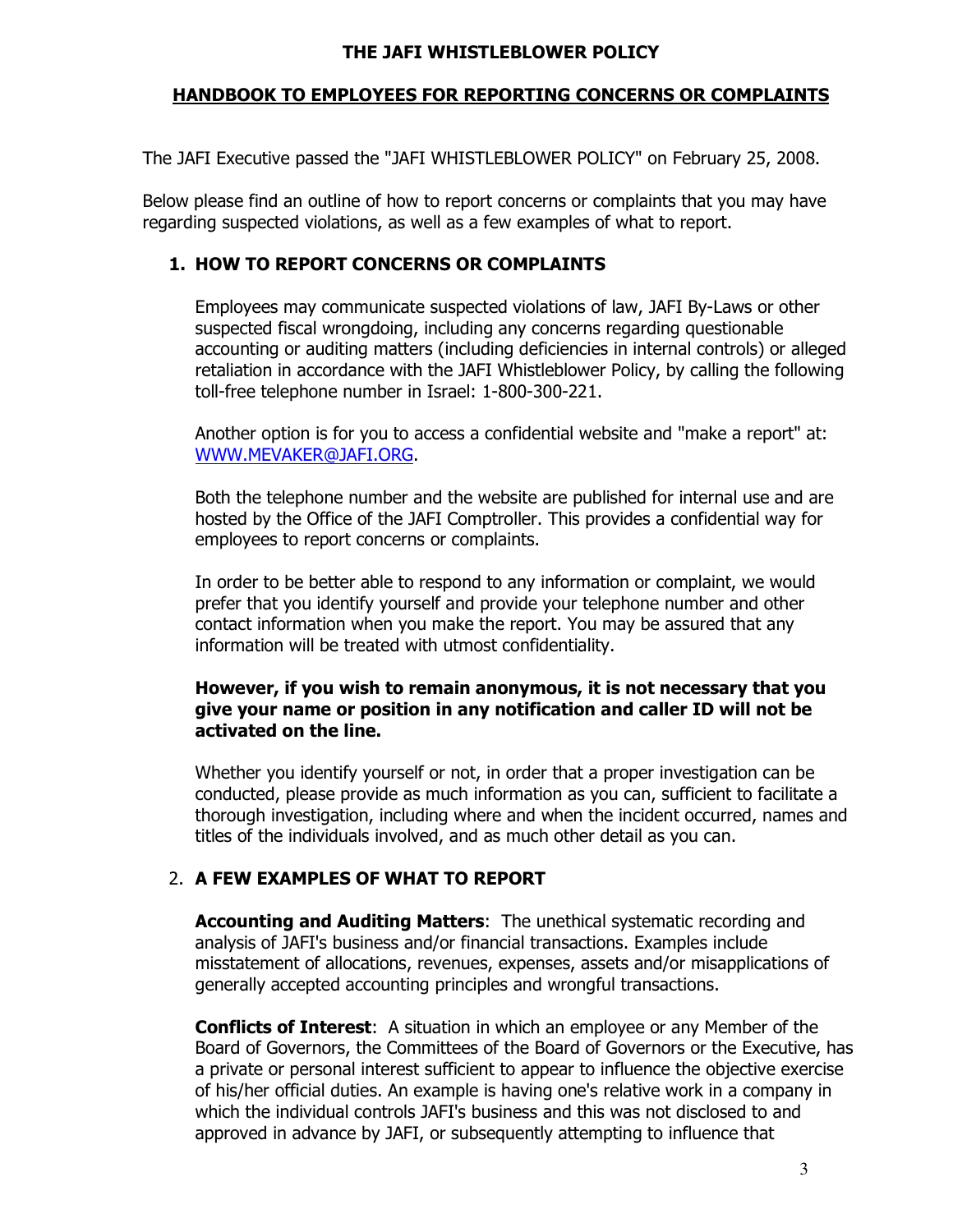# THE JAFI WHISTLEBLOWER POLICY

## HANDBOOK TO EMPLOYEES FOR REPORTING CONCERNS OR COMPLAINTS

The JAFI Executive passed the "JAFI WHISTLEBLOWER POLICY" on February 25, 2008.

Below please find an outline of how to report concerns or complaints that you may have regarding suspected violations, as well as a few examples of what to report.

### 1. HOW TO REPORT CONCERNS OR COMPLAINTS

Employees may communicate suspected violations of law, JAFI By-Laws or other suspected fiscal wrongdoing, including any concerns regarding questionable accounting or auditing matters (including deficiencies in internal controls) or alleged retaliation in accordance with the JAFI Whistleblower Policy, by calling the following toll-free telephone number in Israel: 1-800-300-221.

Another option is for you to access a confidential website and "make a report" at: WWW.MEVAKER@JAFI.ORG.

Both the telephone number and the website are published for internal use and are hosted by the Office of the JAFI Comptroller. This provides a confidential way for employees to report concerns or complaints.

In order to be better able to respond to any information or complaint, we would prefer that you identify yourself and provide your telephone number and other contact information when you make the report. You may be assured that any information will be treated with utmost confidentiality.

**However, if you wish to remain anonymous, it is not necessary that you give your name or position in any notification and caller ID will not be activated on the line.**

Whether you identify yourself or not, in order that a proper investigation can be conducted, please provide as much information as you can, sufficient to facilitate a thorough investigation, including where and when the incident occurred, names and titles of the individuals involved, and as much other detail as you can.

### 2. A FEW EXAMPLES OF WHAT TO REPORT

**Accounting and Auditing Matters**: The unethical systematic recording and analysis of JAFI's business and/or financial transactions. Examples include misstatement of allocations, revenues, expenses, assets and/or misapplications of generally accepted accounting principles and wrongful transactions.

**Conflicts of Interest**: A situation in which an employee or any Member of the Board of Governors, the Committees of the Board of Governors or the Executive, has a private or personal interest sufficient to appear to influence the objective exercise of his/her official duties. An example is having one's relative work in a company in which the individual controls JAFI's business and this was not disclosed to and approved in advance by JAFI, or subsequently attempting to influence that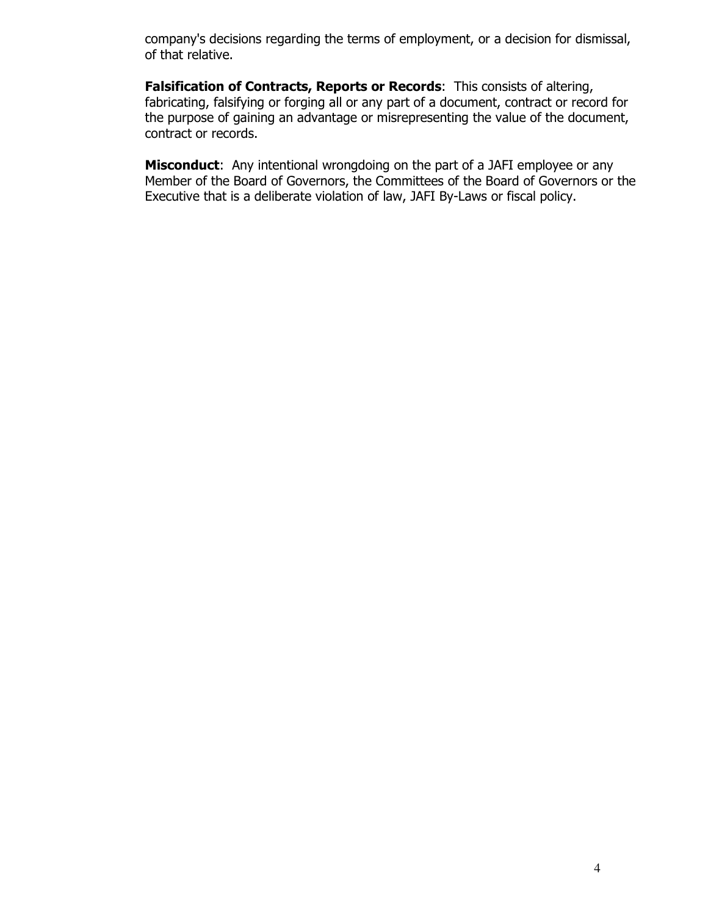company's decisions regarding the terms of employment, or a decision for dismissal, of that relative.

**Falsification of Contracts, Reports or Records**: This consists of altering, fabricating, falsifying or forging all or any part of a document, contract or record for the purpose of gaining an advantage or misrepresenting the value of the document, contract or records.

**Misconduct**: Any intentional wrongdoing on the part of a JAFI employee or any Member of the Board of Governors, the Committees of the Board of Governors or the Executive that is a deliberate violation of law, JAFI By-Laws or fiscal policy.